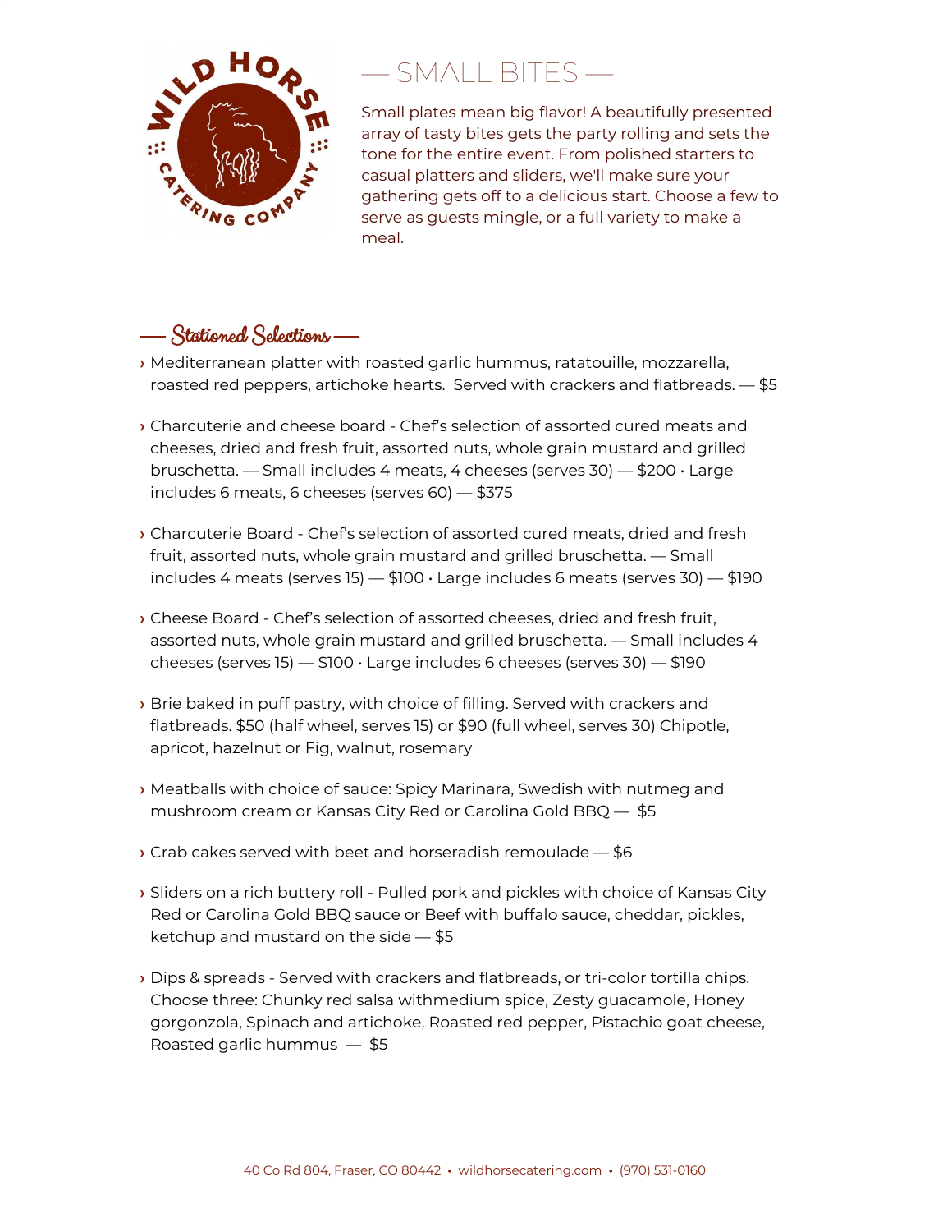# — SMALL BITES —

Small plates mean big flavor! A beautifully presented array of tasty bites gets the party rolling and sets the tone for the entire event. From polished starters to casual platters and sliders, we'll make sure your gathering gets off to a delicious start. Choose a few to serve as guests mingle, or a full variety to make a meal.

## — Stationed Selections —

› Mediterranean platter with roasted garlic hummus, ratatouille, mozzarella, roasted red peppers, artichoke hearts. Served with crackers and flatbreads. — $5

› Charcuterie and cheese board - Chef's selection of assorted cured meats and cheeses, dried and fresh fruit, assorted nuts, whole grain mustard and grilled bruschetta. — Small includes 4 meats, 4 cheeses (serves 30) — $200 • Large includes 6 meats, 6 cheeses (serves 60) — $375

› Charcuterie Board - Chef's selection of assorted cured meats, dried and fresh fruit, assorted nuts, whole grain mustard and grilled bruschetta. — Small includes 4 meats (serves 15) — $100 • Large includes 6 meats (serves 30) — $190

› Cheese Board - Chef's selection of assorted cheeses, dried and fresh fruit, assorted nuts, whole grain mustard and grilled bruschetta. — Small includes 4 cheeses (serves 15) — $100 • Large includes 6 cheeses (serves 30) — $190

› Brie baked in puff pastry, with choice of filling. Served with crackers and flatbreads. $50 (half wheel, serves 15) or $90 (full wheel, serves 30) Chipotle, apricot, hazelnut or Fig, walnut, rosemary

› Meatballs with choice of sauce: Spicy Marinara, Swedish with nutmeg and mushroom cream or Kansas City Red or Carolina Gold BBQ — $5

› Crab cakes served with beet and horseradish remoulade — $6

› Sliders on a rich buttery roll - Pulled pork and pickles with choice of Kansas City Red or Carolina Gold BBQ sauce or Beef with buffalo sauce, cheddar, pickles, ketchup and mustard on the side — $5

› Dips & spreads - Served with crackers and flatbreads, or tri-color tortilla chips. Choose three: Chunky red salsa withmedium spice, Zesty guacamole, Honey gorgonzola, Spinach and artichoke, Roasted red pepper, Pistachio goat cheese, Roasted garlic hummus — $5

40 Co Rd 804, Fraser, CO 80442 • wildhorsecatering.com • (970) 531-0160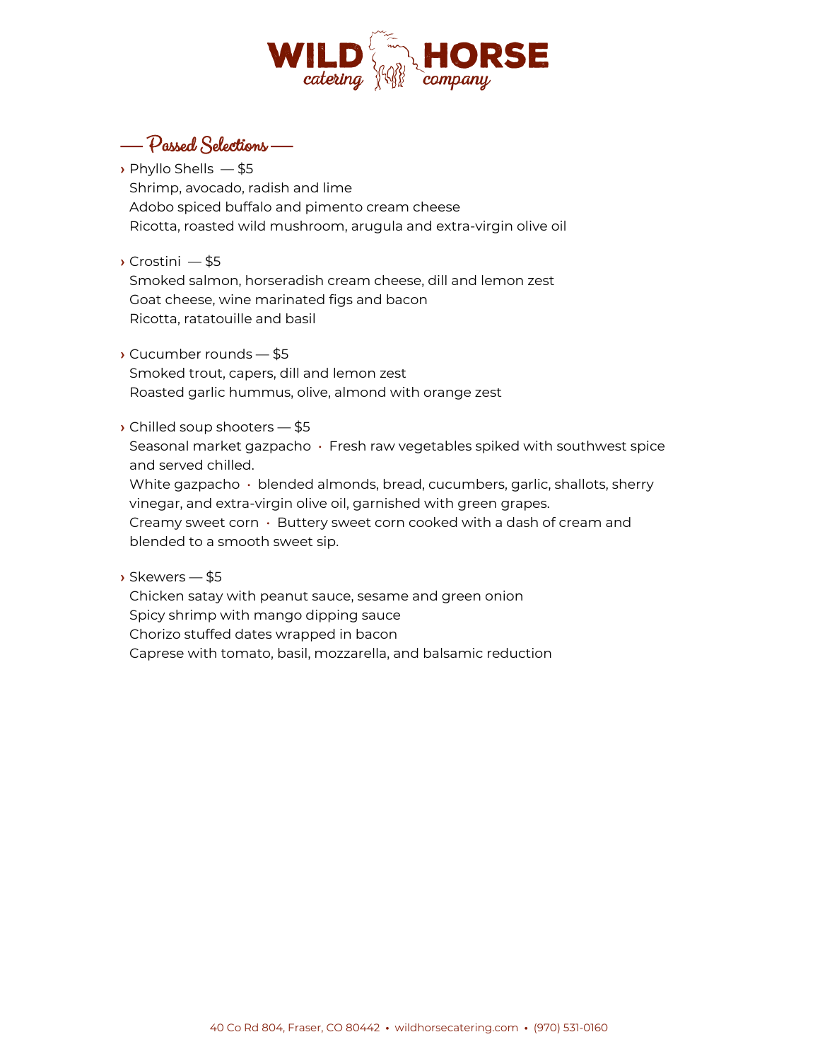# WILD HORSE
*catering company*

## — Passed Selections —

› Phyllo Shells — $5
Shrimp, avocado, radish and lime
Adobo spiced buffalo and pimento cream cheese
Ricotta, roasted wild mushroom, arugula and extra-virgin olive oil

› Crostini — $5
Smoked salmon, horseradish cream cheese, dill and lemon zest
Goat cheese, wine marinated figs and bacon
Ricotta, ratatouille and basil

› Cucumber rounds — $5
Smoked trout, capers, dill and lemon zest
Roasted garlic hummus, olive, almond with orange zest

› Chilled soup shooters — $5
Seasonal market gazpacho • Fresh raw vegetables spiked with southwest spice and served chilled.
White gazpacho • blended almonds, bread, cucumbers, garlic, shallots, sherry vinegar, and extra-virgin olive oil, garnished with green grapes.
Creamy sweet corn • Buttery sweet corn cooked with a dash of cream and blended to a smooth sweet sip.

› Skewers — $5
Chicken satay with peanut sauce, sesame and green onion
Spicy shrimp with mango dipping sauce
Chorizo stuffed dates wrapped in bacon
Caprese with tomato, basil, mozzarella, and balsamic reduction

40 Co Rd 804, Fraser, CO 80442 • wildhorsecatering.com • (970) 531-0160